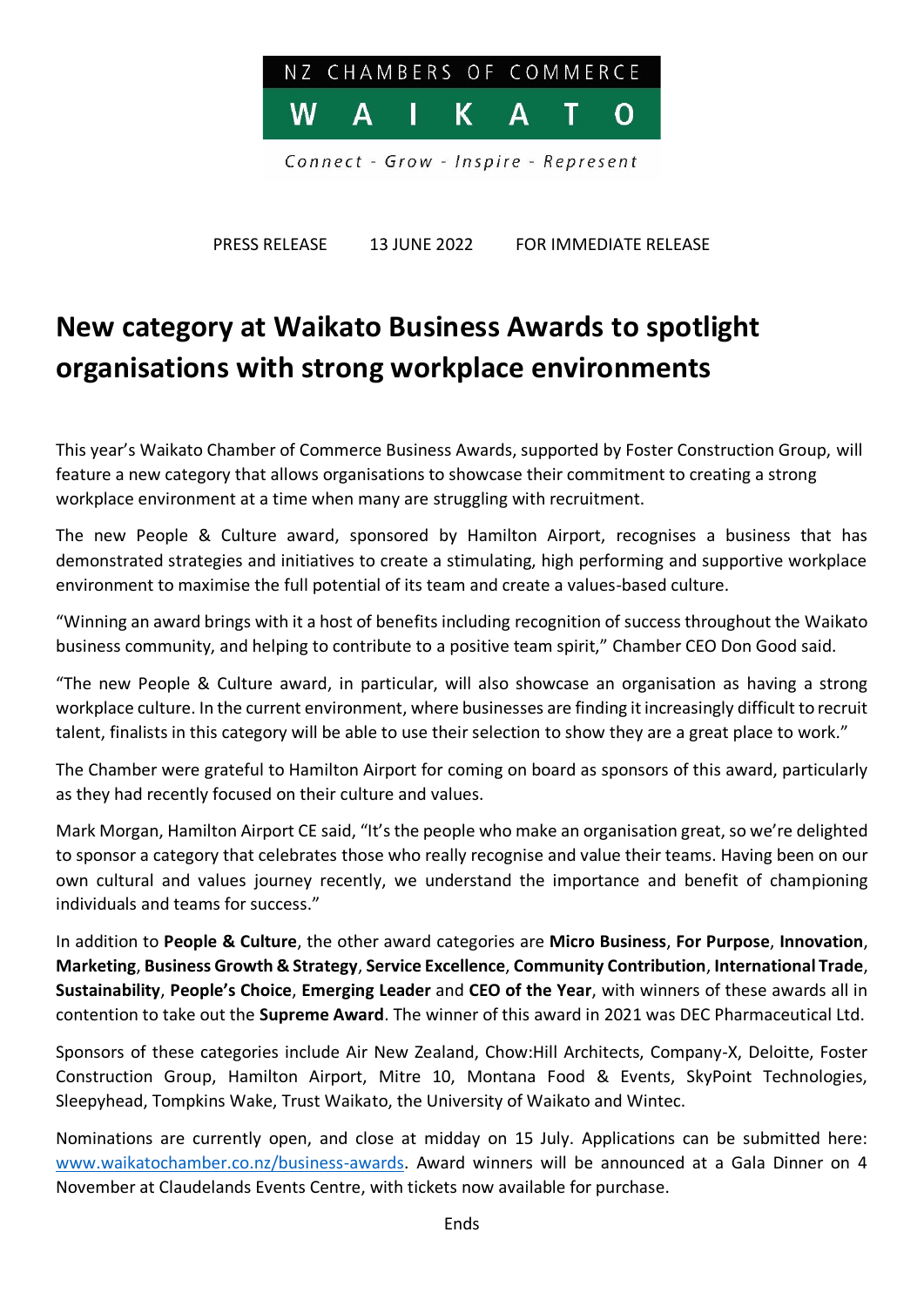NZ CHAMBERS OF COMMERCE

WAIKATO

*Connect - Grow - Inspire - Represent*

PRESS RELEASE 13 JUNE 2022 FOR IMMEDIATE RELEASE

# New category at Waikato Business Awards to spotlight organisations with strong workplace environments

This year's Waikato Chamber of Commerce Business Awards, supported by Foster Construction Group, will feature a new category that allows organisations to showcase their commitment to creating a strong workplace environment at a time when many are struggling with recruitment.

The new People & Culture award, sponsored by Hamilton Airport, recognises a business that has demonstrated strategies and initiatives to create a stimulating, high performing and supportive workplace environment to maximise the full potential of its team and create a values-based culture.

"Winning an award brings with it a host of benefits including recognition of success throughout the Waikato business community, and helping to contribute to a positive team spirit," Chamber CEO Don Good said.

"The new People & Culture award, in particular, will also showcase an organisation as having a strong workplace culture. In the current environment, where businesses are finding it increasingly difficult to recruit talent, finalists in this category will be able to use their selection to show they are a great place to work."

The Chamber were grateful to Hamilton Airport for coming on board as sponsors of this award, particularly as they had recently focused on their culture and values.

Mark Morgan, Hamilton Airport CE said, "It's the people who make an organisation great, so we're delighted to sponsor a category that celebrates those who really recognise and value their teams. Having been on our own cultural and values journey recently, we understand the importance and benefit of championing individuals and teams for success."

In addition to **People & Culture**, the other award categories are **Micro Business**, **For Purpose**, **Innovation**, **Marketing**, **Business Growth & Strategy**, **Service Excellence**, **Community Contribution**, **International Trade**, **Sustainability**, **People's Choice**, **Emerging Leader** and **CEO of the Year**, with winners of these awards all in contention to take out the **Supreme Award**. The winner of this award in 2021 was DEC Pharmaceutical Ltd.

Sponsors of these categories include Air New Zealand, Chow:Hill Architects, Company-X, Deloitte, Foster Construction Group, Hamilton Airport, Mitre 10, Montana Food & Events, SkyPoint Technologies, Sleepyhead, Tompkins Wake, Trust Waikato, the University of Waikato and Wintec.

Nominations are currently open, and close at midday on 15 July. Applications can be submitted here: [www.waikatochamber.co.nz/business-awards](www.waikatochamber.co.nz/business-awards). Award winners will be announced at a Gala Dinner on 4 November at Claudelands Events Centre, with tickets now available for purchase.

Ends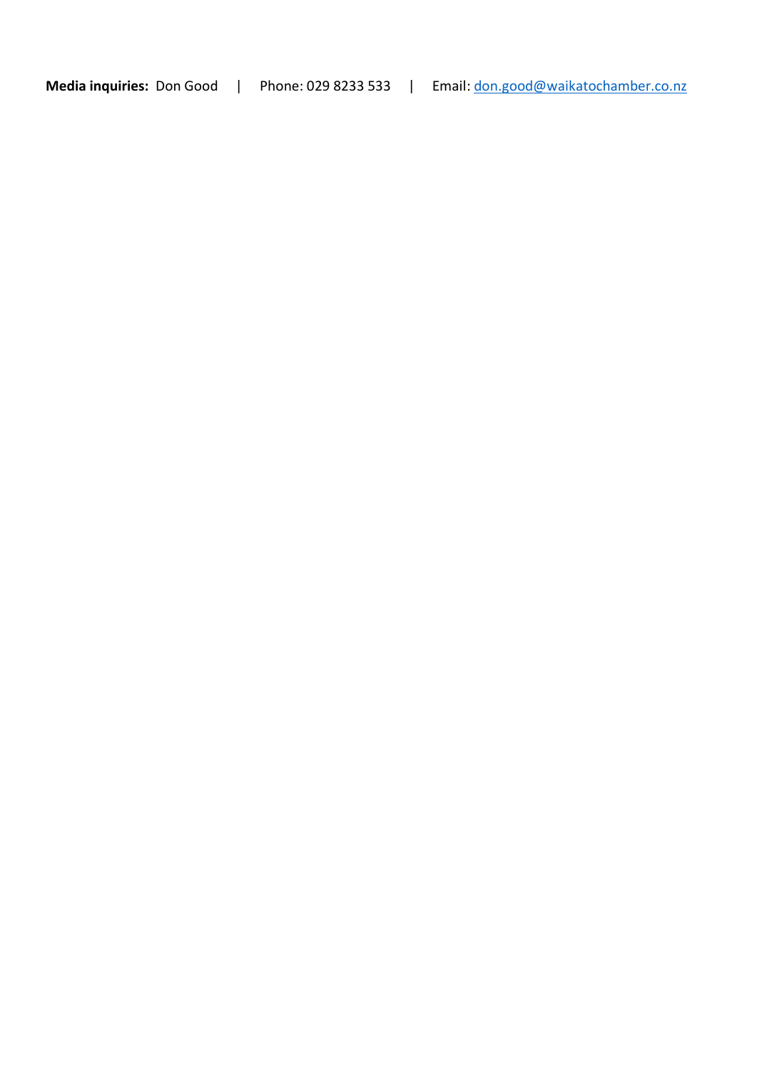**Media inquiries:** Don Good | Phone: 029 8233 533 | Email: don.good@waikatochamber.co.nz